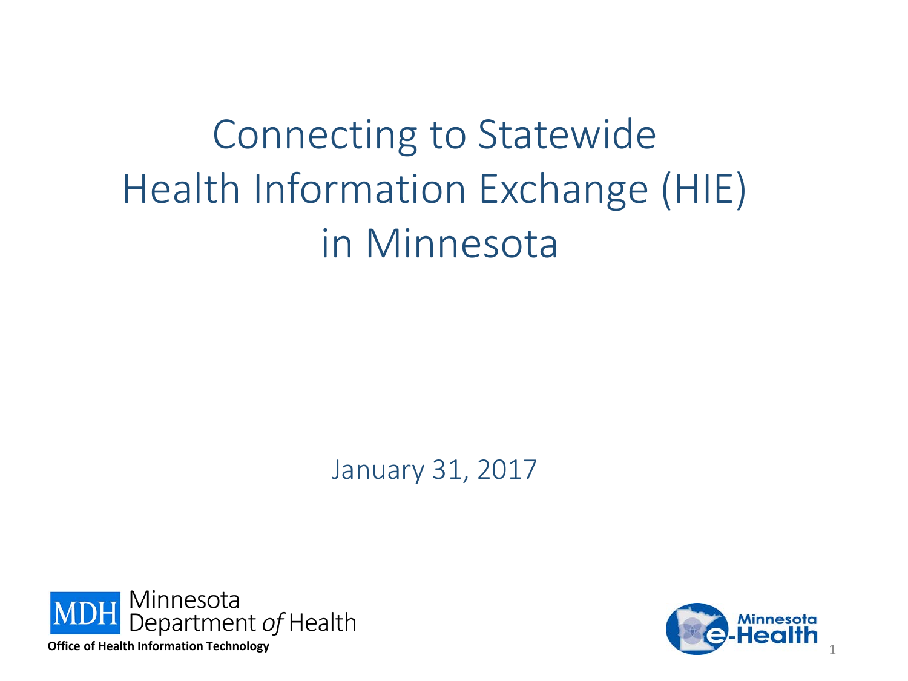# Connecting to Statewide Health Information Exchange (HIE) in Minnesota

January 31, 2017

Minnesota Department *of* Health

**Office of Health Information Technology**

Minnesota e-Health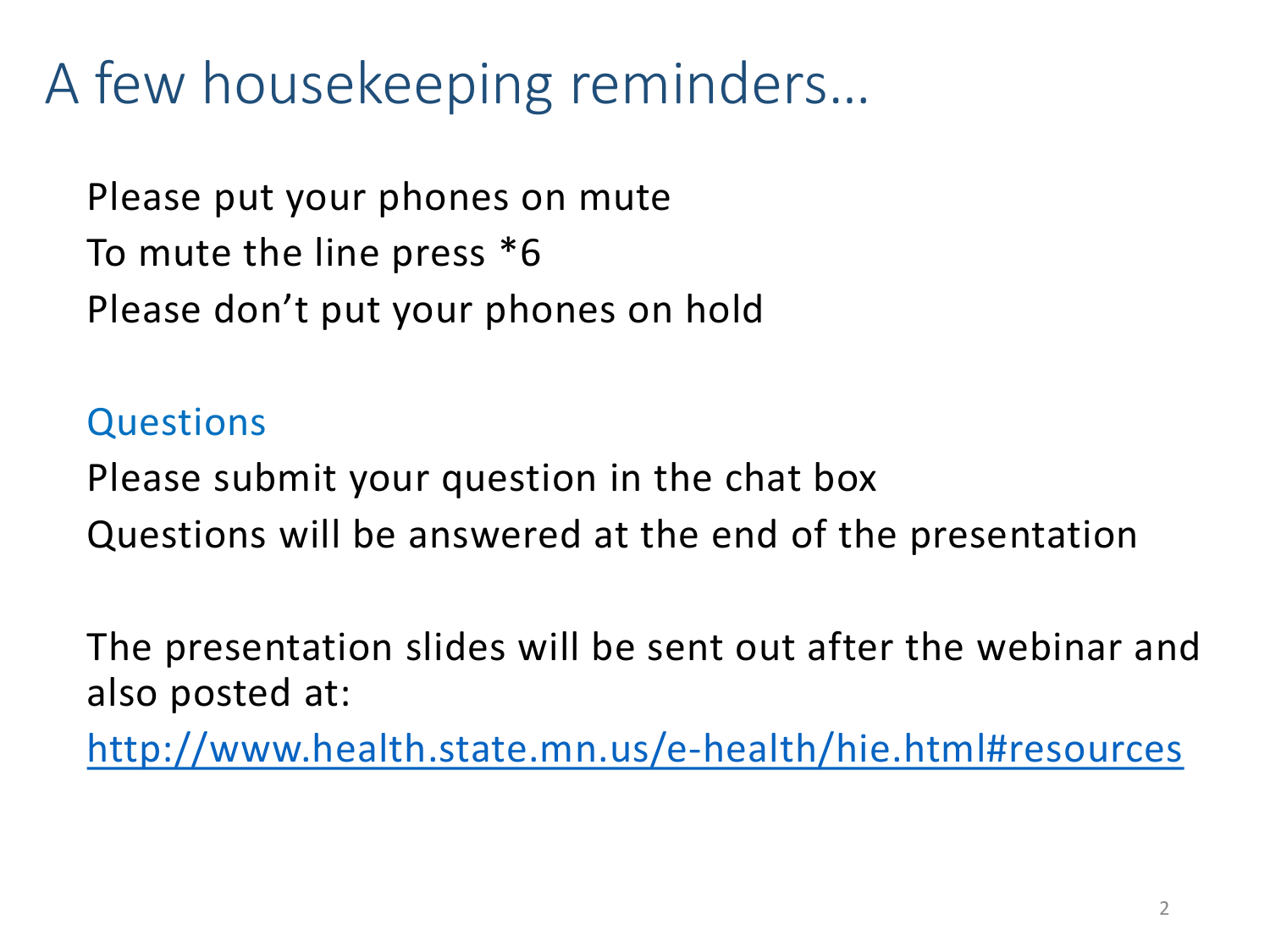# A few housekeeping reminders…

Please put your phones on mute

To mute the line press *6

Please don't put your phones on hold

## Questions

Please submit your question in the chat box

Questions will be answered at the end of the presentation

The presentation slides will be sent out after the webinar and also posted at:

[http://www.health.state.mn.us/e-health/hie.html#resources](http://www.health.state.mn.us/e-health/hie.html#resources)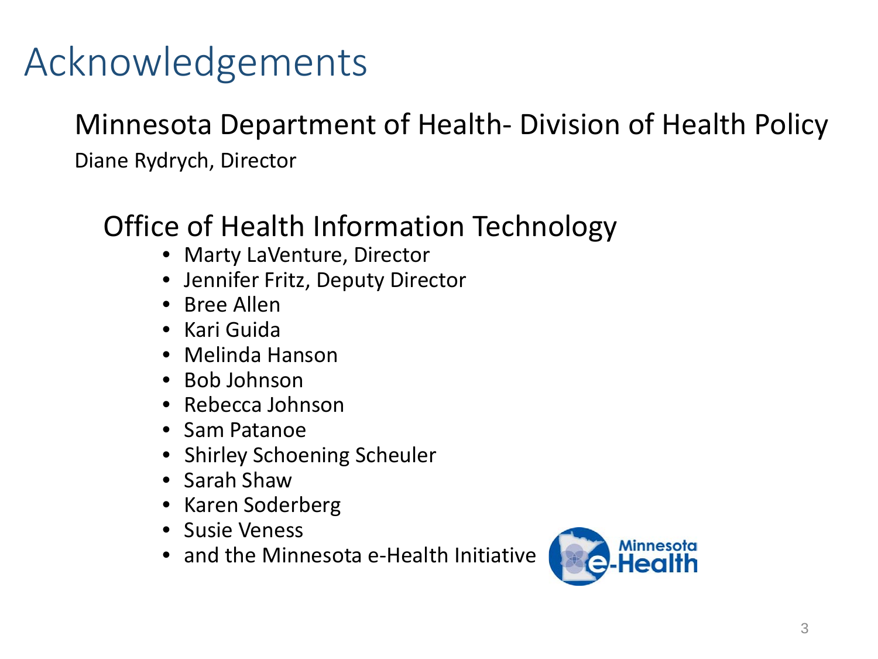# Acknowledgements

## Minnesota Department of Health- Division of Health Policy

Diane Rydrych, Director

### Office of Health Information Technology

- Marty LaVenture, Director
- Jennifer Fritz, Deputy Director
- Bree Allen
- Kari Guida
- Melinda Hanson
- Bob Johnson
- Rebecca Johnson
- Sam Patanoe
- Shirley Schoening Scheuler
- Sarah Shaw
- Karen Soderberg
- Susie Veness
- and the Minnesota e-Health Initiative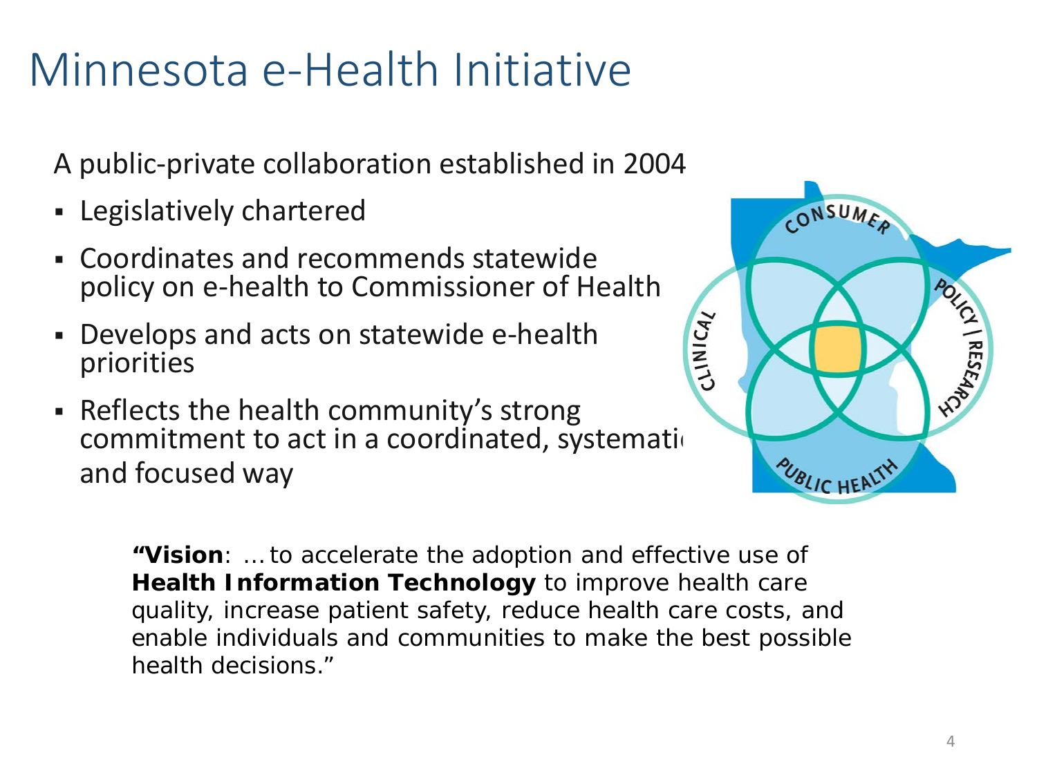# Minnesota e-Health Initiative

A public-private collaboration established in 2004

- Legislatively chartered
- Coordinates and recommends statewide policy on e-health to Commissioner of Health
- Develops and acts on statewide e-health priorities
- Reflects the health community's strong commitment to act in a coordinated, systematic and focused way

**"Vision**: …to accelerate the adoption and effective use of **Health Information Technology** to improve health care quality, increase patient safety, reduce health care costs, and enable individuals and communities to make the best possible health decisions."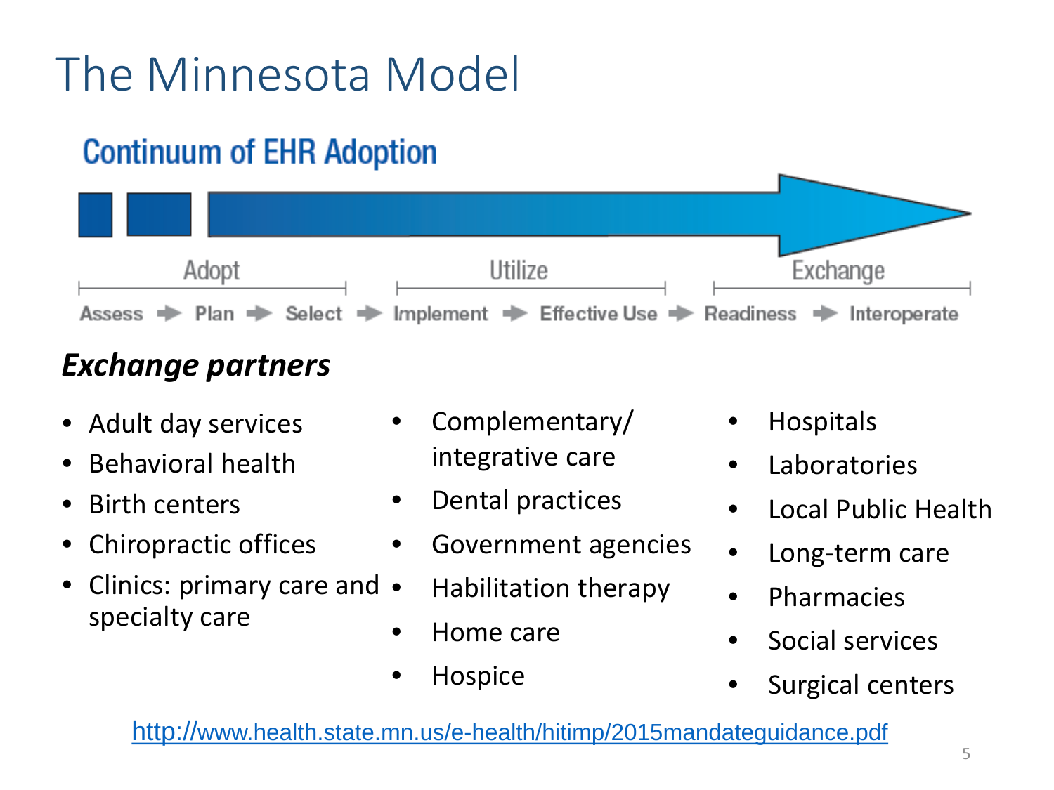# The Minnesota Model

## Continuum of EHR Adoption

Adopt | Utilize | Exchange

Assess → Plan → Select → Implement → Effective Use → Readiness → Interoperate

### *Exchange partners*

- Adult day services
- Behavioral health
- Birth centers
- Chiropractic offices
- Clinics: primary care and specialty care
- Complementary/ integrative care
- Dental practices
- Government agencies
- Habilitation therapy
- Home care
- Hospice
- Hospitals
- Laboratories
- Local Public Health
- Long-term care
- Pharmacies
- Social services
- Surgical centers

http://www.health.state.mn.us/e-health/hitimp/2015mandateguidance.pdf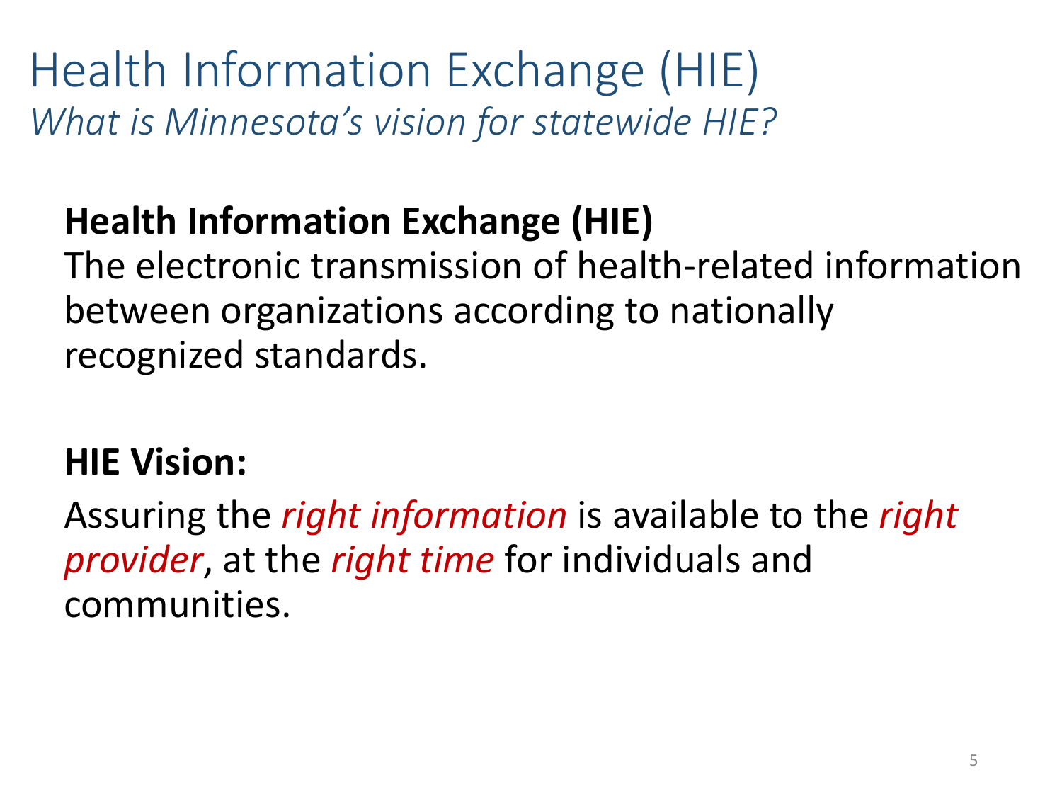# Health Information Exchange (HIE)

*What is Minnesota's vision for statewide HIE?*

**Health Information Exchange (HIE)**

The electronic transmission of health-related information between organizations according to nationally recognized standards.

**HIE Vision:**

Assuring the *right information* is available to the *right provider*, at the *right time* for individuals and communities.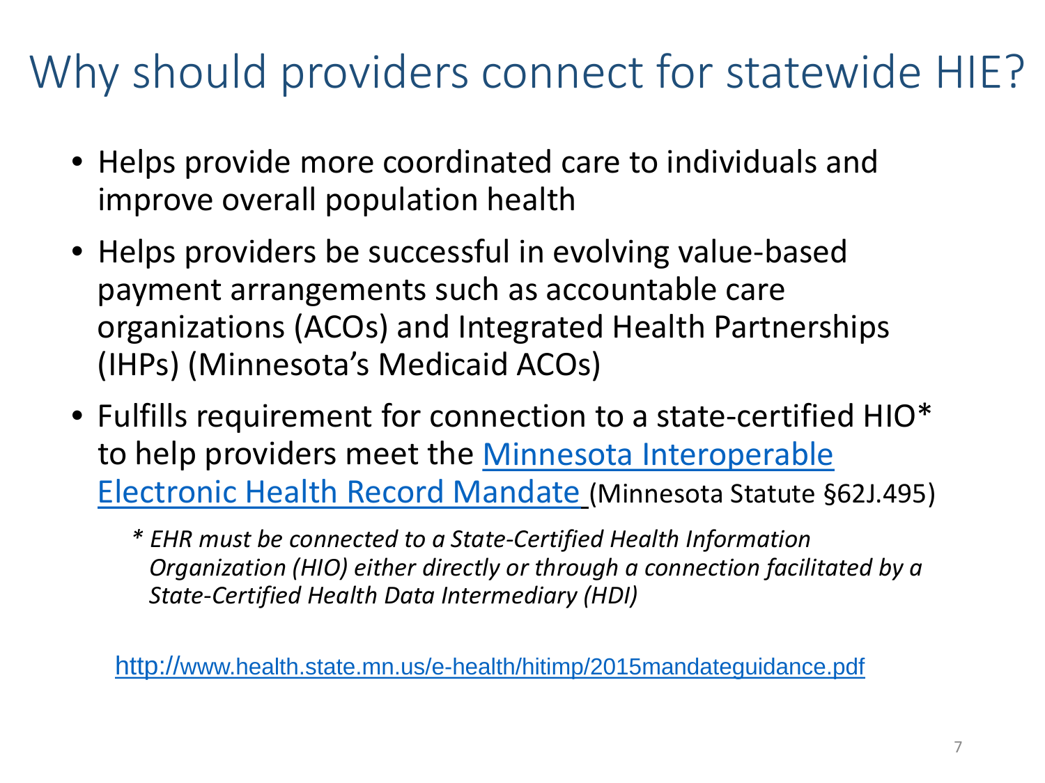# Why should providers connect for statewide HIE?

- Helps provide more coordinated care to individuals and improve overall population health
- Helps providers be successful in evolving value-based payment arrangements such as accountable care organizations (ACOs) and Integrated Health Partnerships (IHPs) (Minnesota's Medicaid ACOs)
- Fulfills requirement for connection to a state-certified HIO* to help providers meet the [Minnesota Interoperable Electronic Health Record Mandate](http://www.health.state.mn.us/e-health/hitimp/2015mandateguidance.pdf) (Minnesota Statute §62J.495)

  *\* EHR must be connected to a State-Certified Health Information Organization (HIO) either directly or through a connection facilitated by a State-Certified Health Data Intermediary (HDI)*

http://www.health.state.mn.us/e-health/hitimp/2015mandateguidance.pdf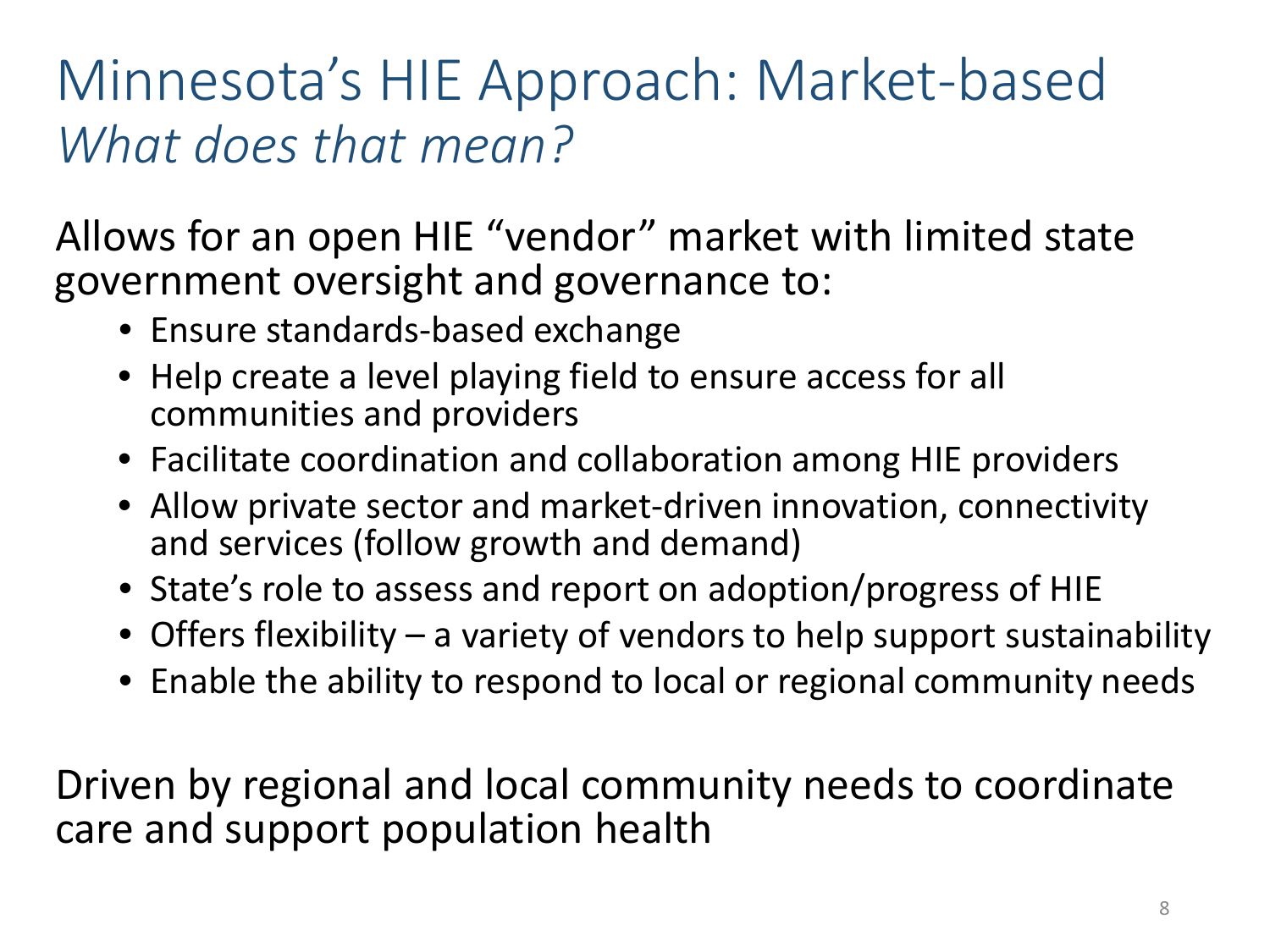# Minnesota's HIE Approach: Market-based

## *What does that mean?*

Allows for an open HIE "vendor" market with limited state government oversight and governance to:

- Ensure standards-based exchange
- Help create a level playing field to ensure access for all communities and providers
- Facilitate coordination and collaboration among HIE providers
- Allow private sector and market-driven innovation, connectivity and services (follow growth and demand)
- State's role to assess and report on adoption/progress of HIE
- Offers flexibility – a variety of vendors to help support sustainability
- Enable the ability to respond to local or regional community needs

Driven by regional and local community needs to coordinate care and support population health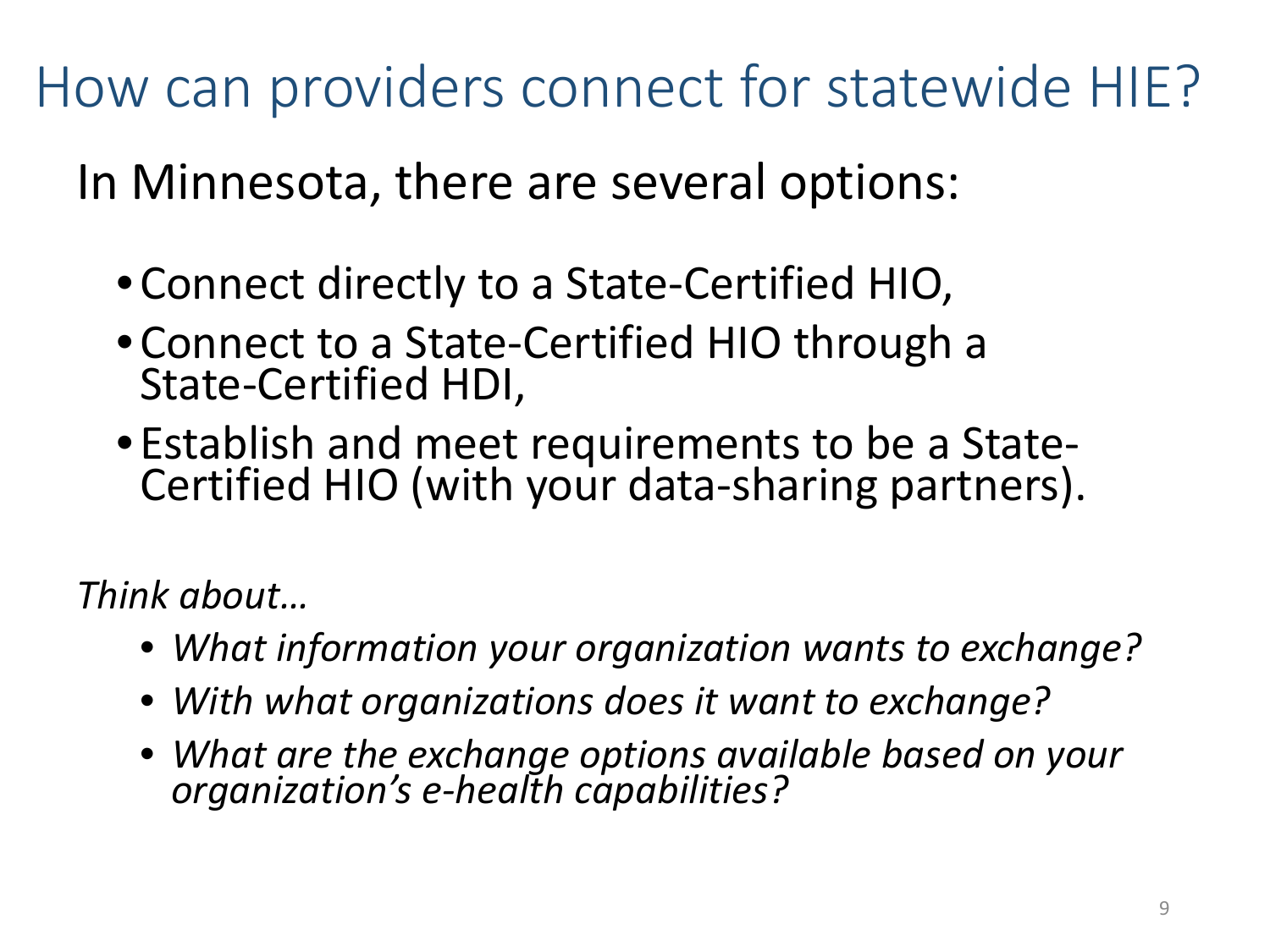# How can providers connect for statewide HIE?

In Minnesota, there are several options:

- Connect directly to a State-Certified HIO,
- Connect to a State-Certified HIO through a State-Certified HDI,
- Establish and meet requirements to be a State-Certified HIO (with your data-sharing partners).

*Think about…*

- *What information your organization wants to exchange?*
- *With what organizations does it want to exchange?*
- *What are the exchange options available based on your organization's e-health capabilities?*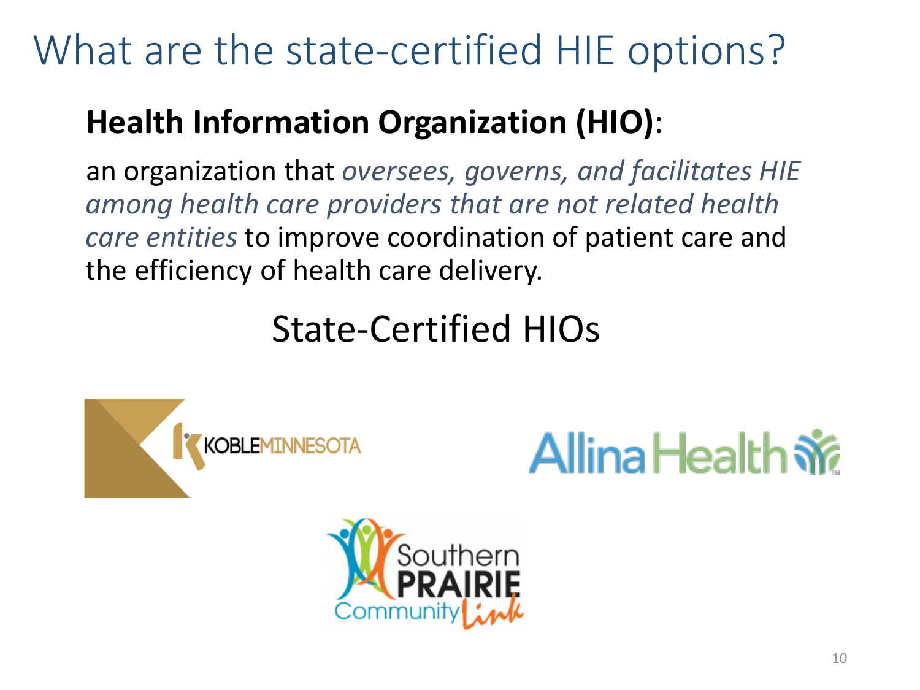# What are the state-certified HIE options?

**Health Information Organization (HIO)**:

an organization that *oversees, governs, and facilitates HIE among health care providers that are not related health care entities* to improve coordination of patient care and the efficiency of health care delivery.

## State-Certified HIOs

KOBLEMINNESOTA

Allina Health

Southern PRAIRIE Community Link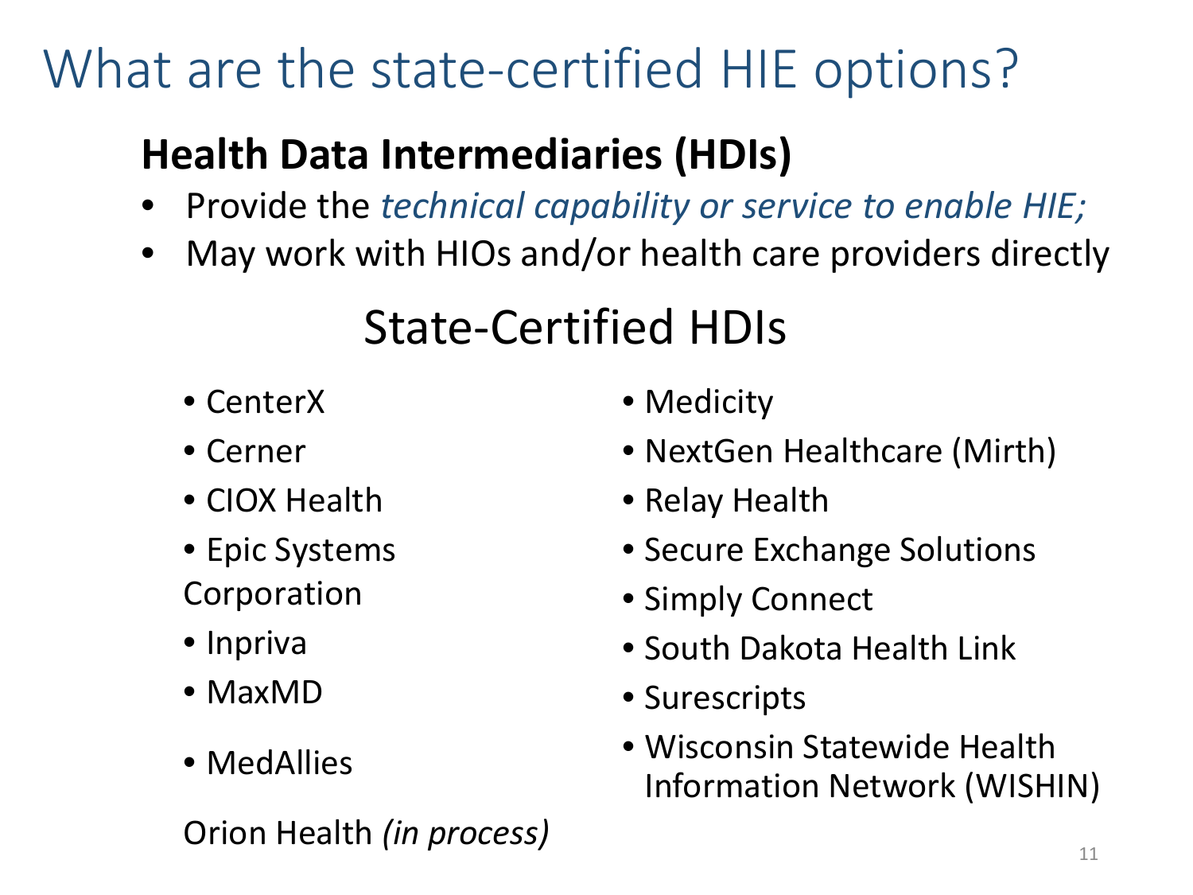# What are the state-certified HIE options?

## Health Data Intermediaries (HDIs)

- Provide the *technical capability or service to enable HIE;*
- May work with HIOs and/or health care providers directly

### State-Certified HDIs

- CenterX
- Cerner
- CIOX Health
- Epic Systems Corporation
- Inpriva
- MaxMD
- MedAllies

Orion Health *(in process)*

- Medicity
- NextGen Healthcare (Mirth)
- Relay Health
- Secure Exchange Solutions
- Simply Connect
- South Dakota Health Link
- Surescripts
- Wisconsin Statewide Health Information Network (WISHIN)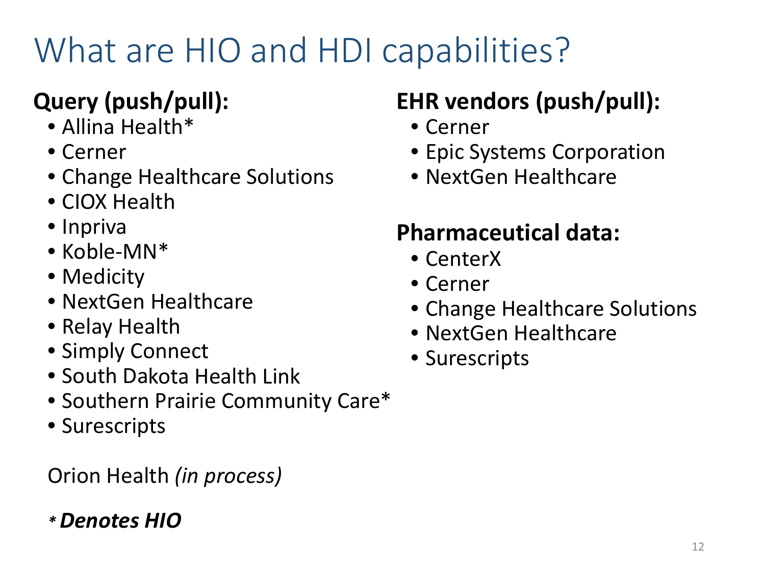# What are HIO and HDI capabilities?

**Query (push/pull):**

- Allina Health*
- Cerner
- Change Healthcare Solutions
- CIOX Health
- Inpriva
- Koble-MN*
- Medicity
- NextGen Healthcare
- Relay Health
- Simply Connect
- South Dakota Health Link
- Southern Prairie Community Care*
- Surescripts

Orion Health *(in process)*

*\* Denotes HIO*

**EHR vendors (push/pull):**

- Cerner
- Epic Systems Corporation
- NextGen Healthcare

**Pharmaceutical data:**

- CenterX
- Cerner
- Change Healthcare Solutions
- NextGen Healthcare
- Surescripts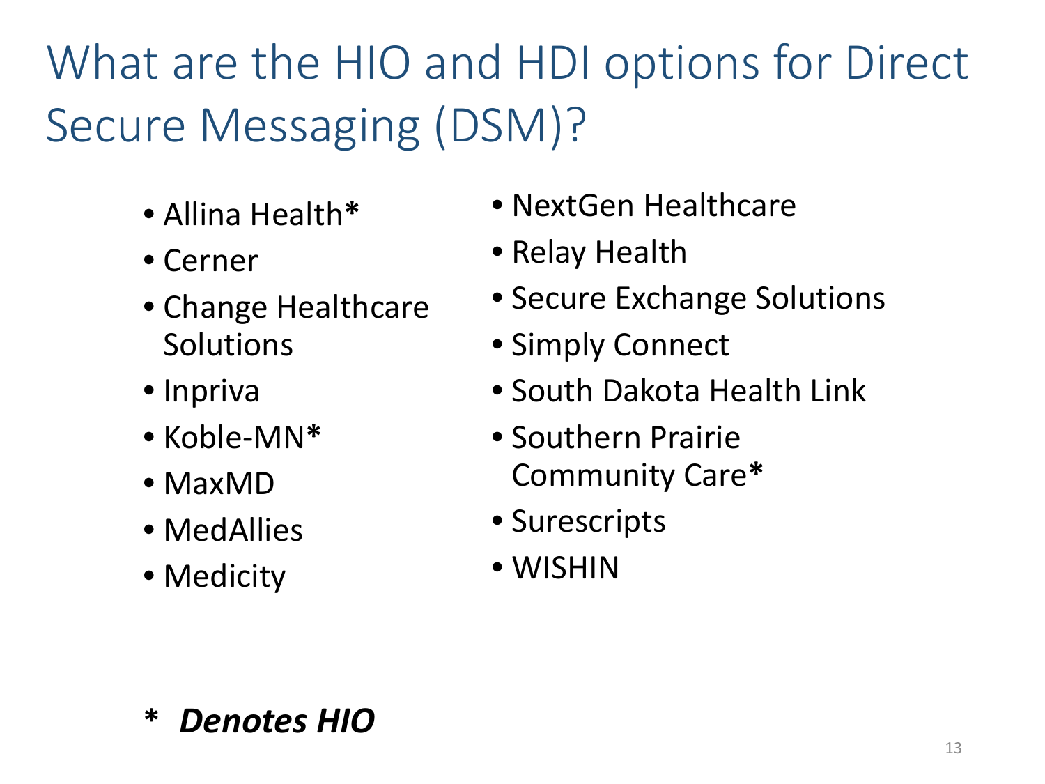# What are the HIO and HDI options for Direct Secure Messaging (DSM)?

- Allina Health*
- Cerner
- Change Healthcare Solutions
- Inpriva
- Koble-MN*
- MaxMD
- MedAllies
- Medicity
- NextGen Healthcare
- Relay Health
- Secure Exchange Solutions
- Simply Connect
- South Dakota Health Link
- Southern Prairie Community Care*
- Surescripts
- WISHIN

* ***Denotes HIO***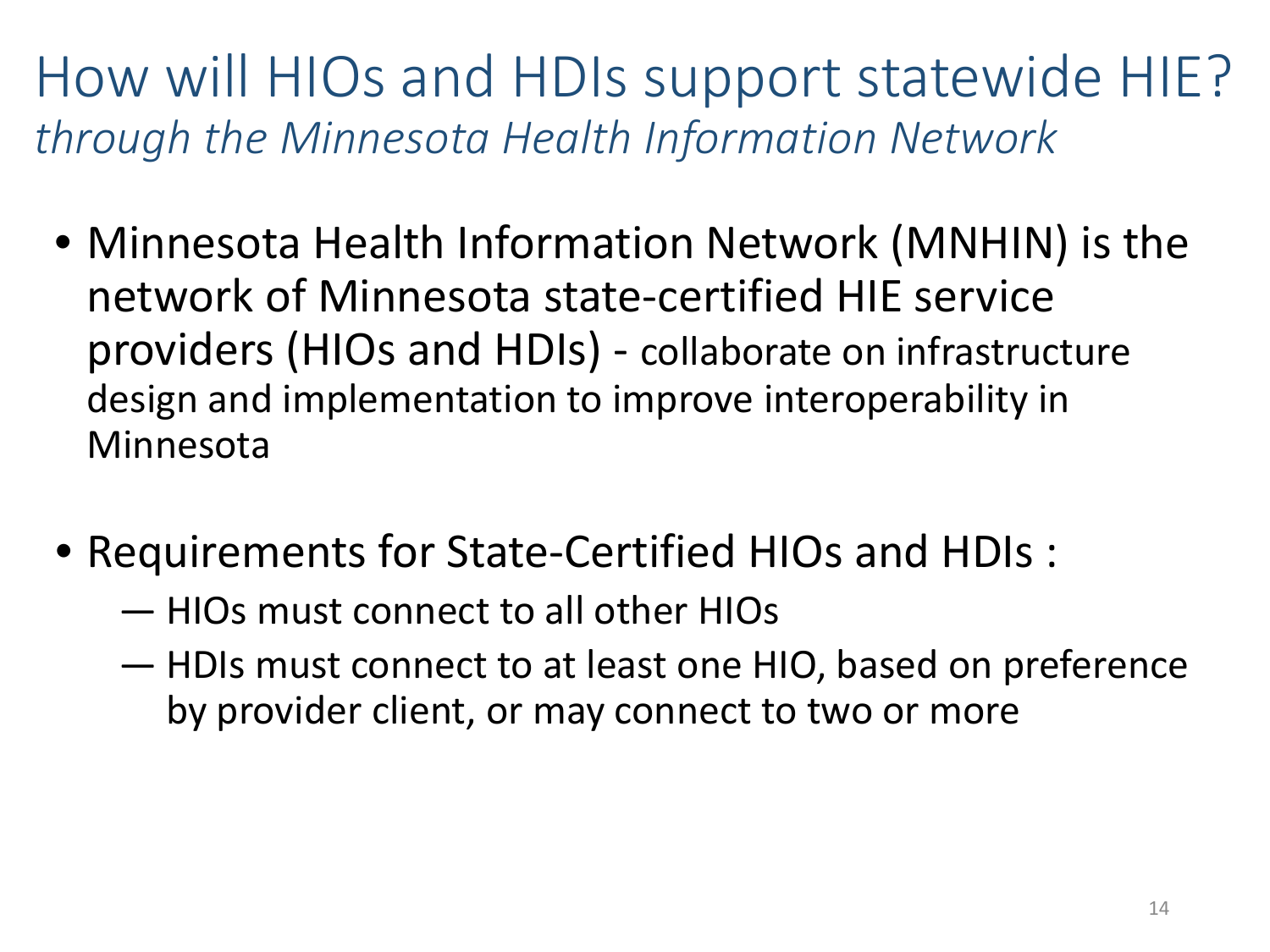# How will HIOs and HDIs support statewide HIE?

*through the Minnesota Health Information Network*

- Minnesota Health Information Network (MNHIN) is the network of Minnesota state-certified HIE service providers (HIOs and HDIs) - collaborate on infrastructure design and implementation to improve interoperability in Minnesota

- Requirements for State-Certified HIOs and HDIs :
  - HIOs must connect to all other HIOs
  - HDIs must connect to at least one HIO, based on preference by provider client, or may connect to two or more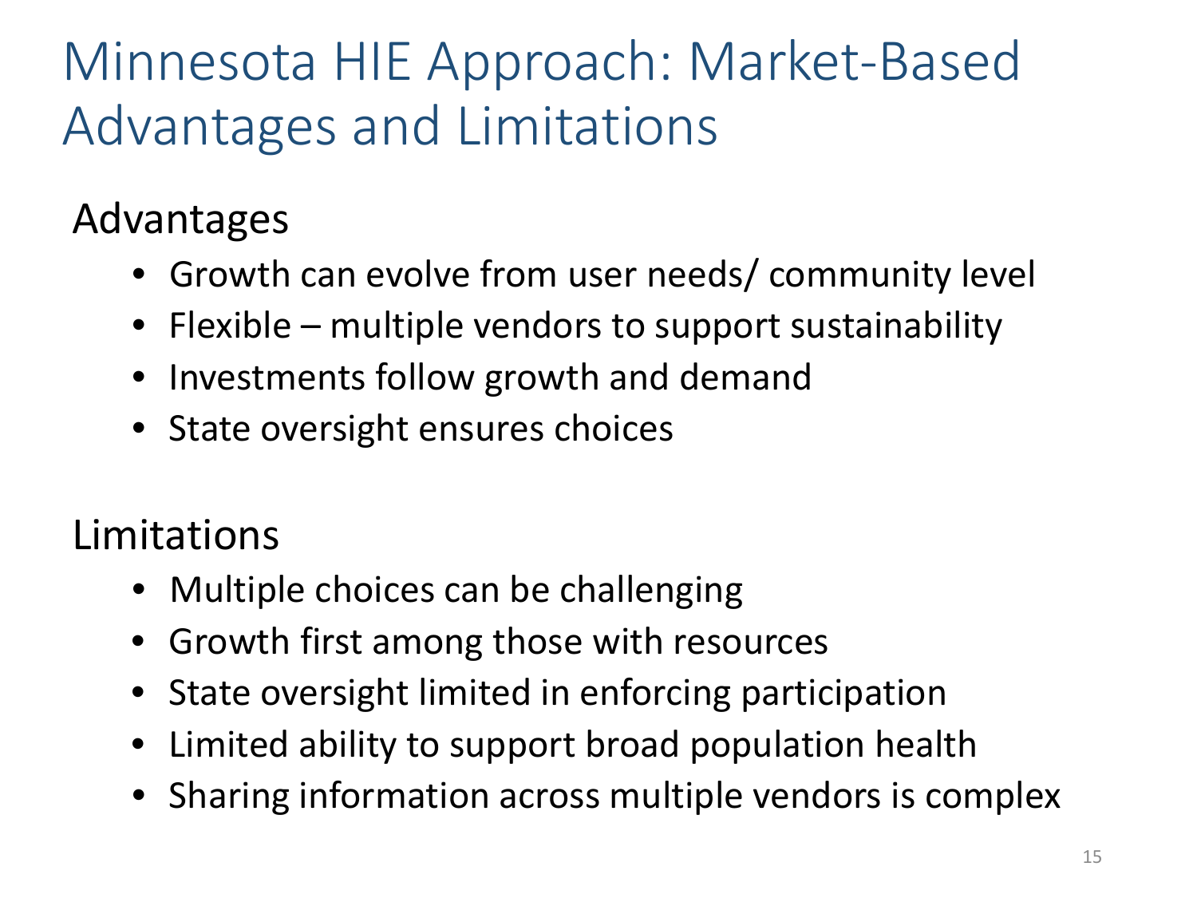# Minnesota HIE Approach: Market-Based Advantages and Limitations

## Advantages

- Growth can evolve from user needs/ community level
- Flexible – multiple vendors to support sustainability
- Investments follow growth and demand
- State oversight ensures choices

## Limitations

- Multiple choices can be challenging
- Growth first among those with resources
- State oversight limited in enforcing participation
- Limited ability to support broad population health
- Sharing information across multiple vendors is complex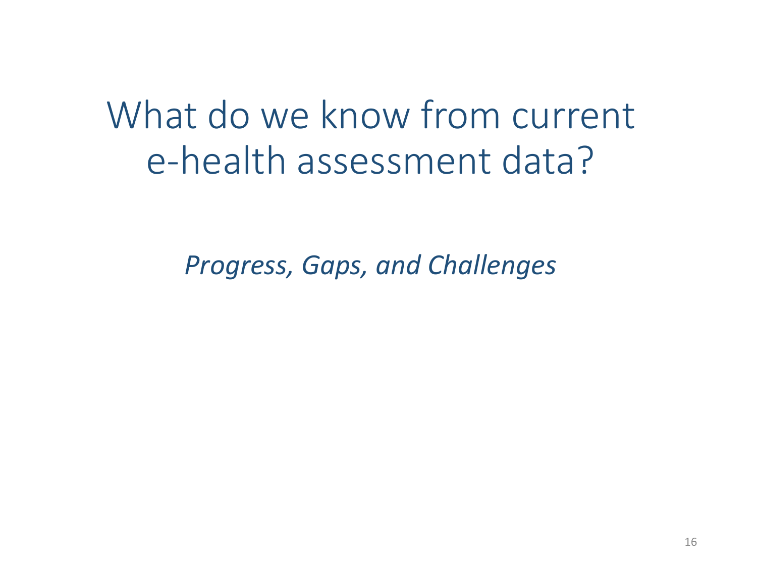# What do we know from current e-health assessment data?

*Progress, Gaps, and Challenges*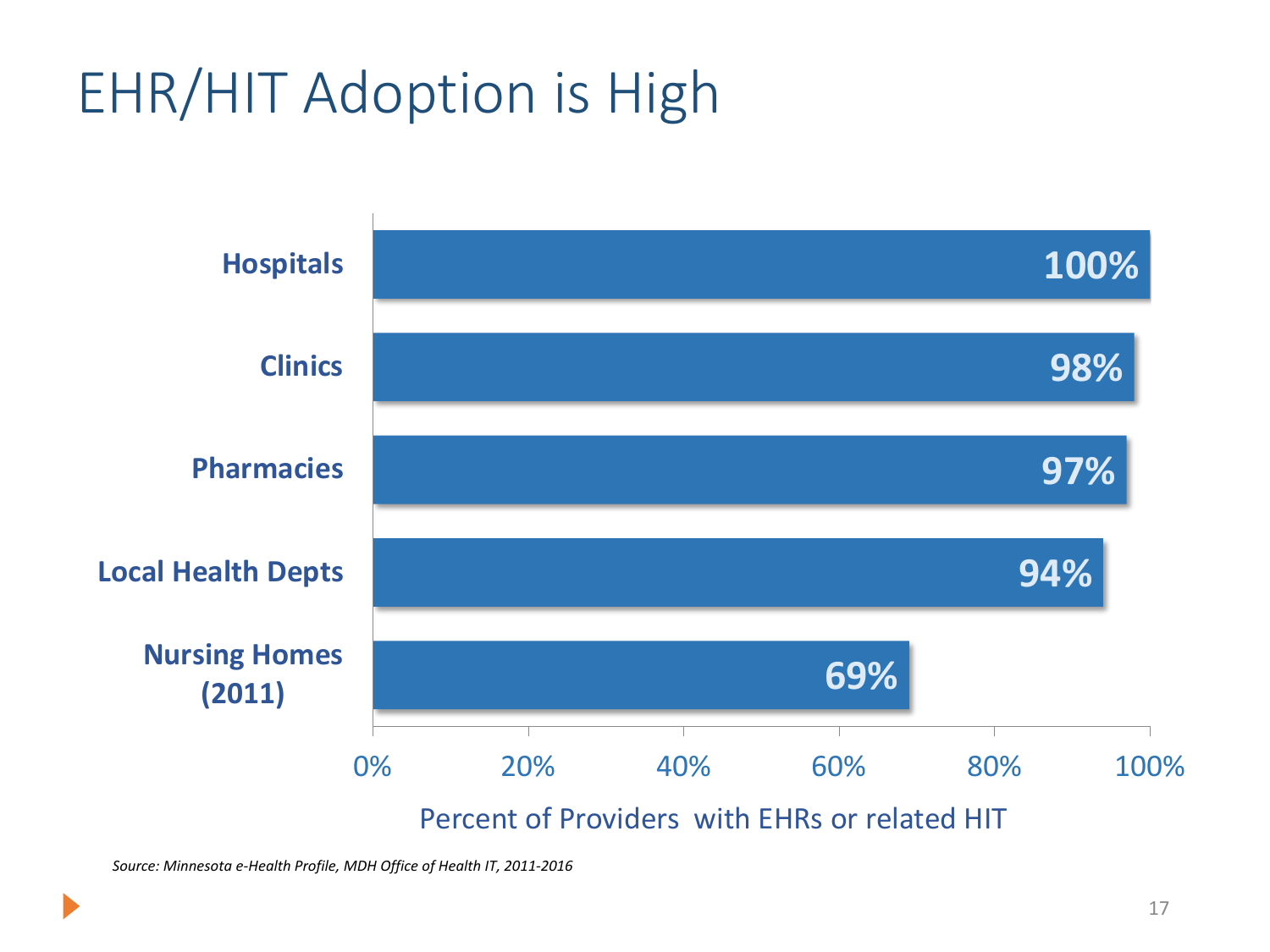# EHR/HIT Adoption is High

| Provider type | Percent of Providers with EHRs or related HIT |
| --- | --- |
| Hospitals | 100% |
| Clinics | 98% |
| Pharmacies | 97% |
| Local Health Depts | 94% |
| Nursing Homes (2011) | 69% |

*Source: Minnesota e-Health Profile, MDH Office of Health IT, 2011-2016*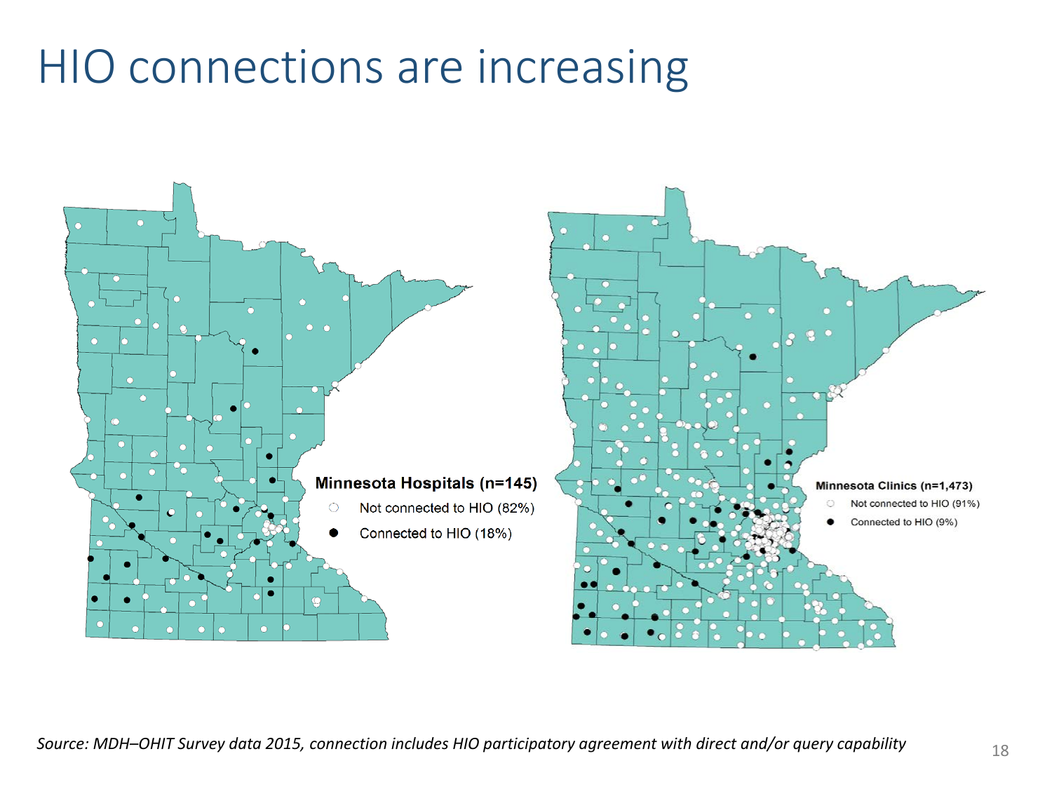# HIO connections are increasing

**Minnesota Hospitals (n=145)**

- Not connected to HIO (82%)
- Connected to HIO (18%)

**Minnesota Clinics (n=1,473)**

- Not connected to HIO (91%)
- Connected to HIO (9%)

*Source: MDH–OHIT Survey data 2015, connection includes HIO participatory agreement with direct and/or query capability*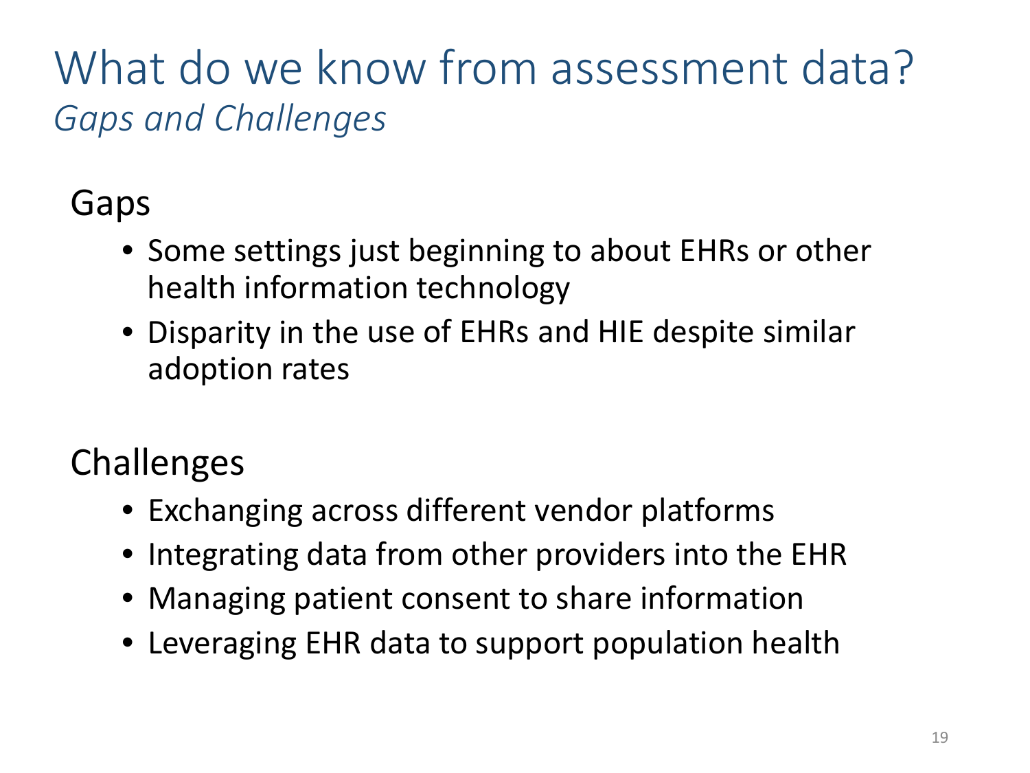# What do we know from assessment data?

*Gaps and Challenges*

## Gaps

- Some settings just beginning to about EHRs or other health information technology
- Disparity in the use of EHRs and HIE despite similar adoption rates

## Challenges

- Exchanging across different vendor platforms
- Integrating data from other providers into the EHR
- Managing patient consent to share information
- Leveraging EHR data to support population health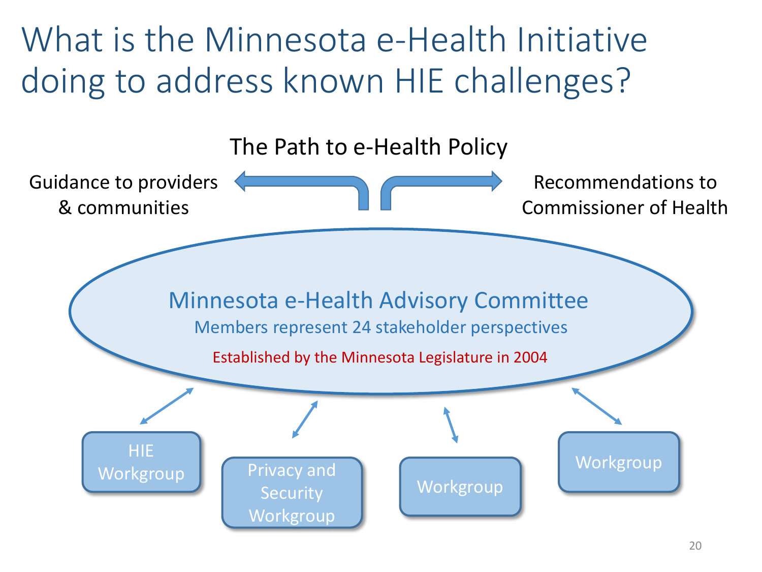# What is the Minnesota e-Health Initiative doing to address known HIE challenges?

## The Path to e-Health Policy

Guidance to providers & communities

Recommendations to Commissioner of Health

**Minnesota e-Health Advisory Committee**

Members represent 24 stakeholder perspectives

Established by the Minnesota Legislature in 2004

- HIE Workgroup
- Privacy and Security Workgroup
- Workgroup
- Workgroup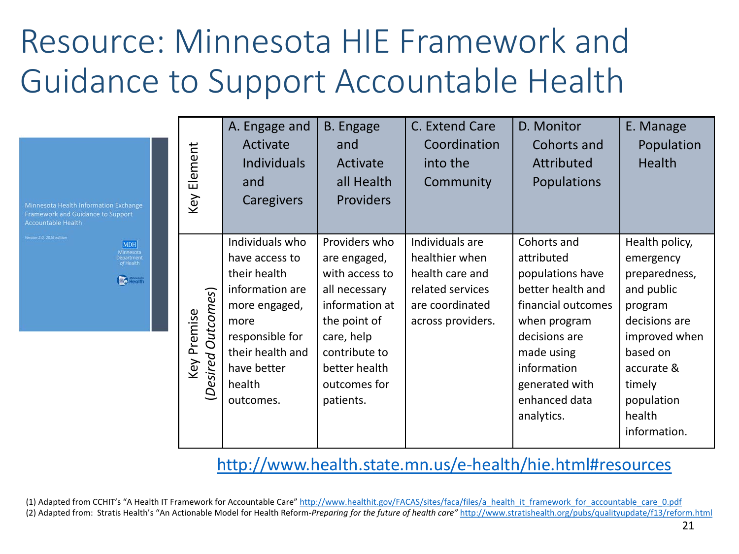# Resource: Minnesota HIE Framework and Guidance to Support Accountable Health

Minnesota Health Information Exchange Framework and Guidance to Support Accountable Health

*Version 2.0, 2016 edition*

MDH Minnesota Department of Health

| Key Element | A. Engage and Activate Individuals and Caregivers | B. Engage and Activate all Health Providers | C. Extend Care Coordination into the Community | D. Monitor Cohorts and Attributed Populations | E. Manage Population Health |
|---|---|---|---|---|---|
| Key Premise *(Desired Outcomes)* | Individuals who have access to their health information are more engaged, more responsible for their health and have better health outcomes. | Providers who are engaged, with access to all necessary information at the point of care, help contribute to better health outcomes for patients. | Individuals are healthier when health care and related services are coordinated across providers. | Cohorts and attributed populations have better health and financial outcomes when program decisions are made using information generated with enhanced data analytics. | Health policy, emergency preparedness, and public program decisions are improved when based on accurate & timely population health information. |

http://www.health.state.mn.us/e-health/hie.html#resources

(1) Adapted from CCHIT's "A Health IT Framework for Accountable Care" http://www.healthit.gov/FACAS/sites/faca/files/a_health_it_framework_for_accountable_care_0.pdf
(2) Adapted from: Stratis Health's "An Actionable Model for Health Reform-*Preparing for the future of health care*" http://www.stratishealth.org/pubs/qualityupdate/f13/reform.html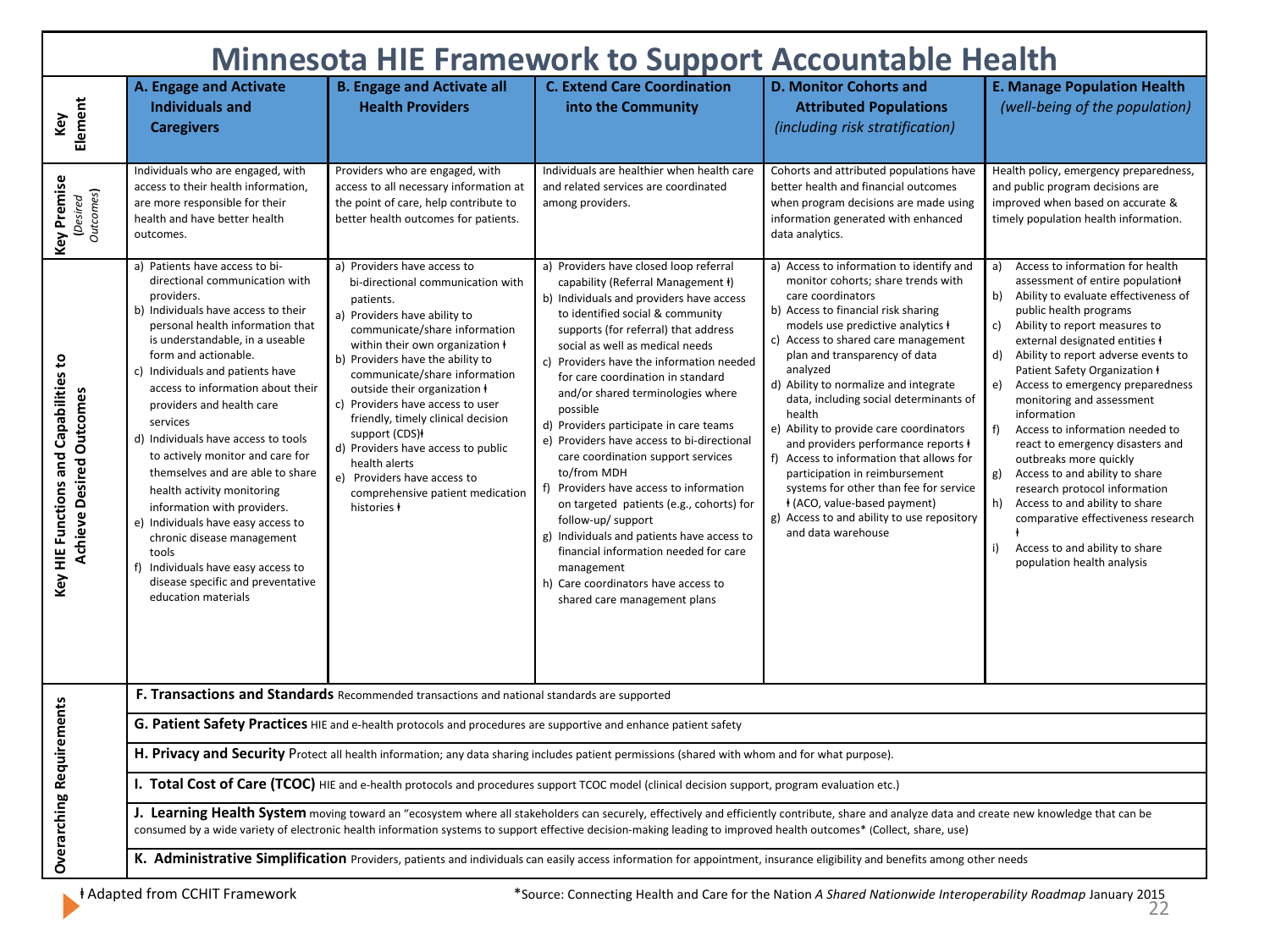# Minnesota HIE Framework to Support Accountable Health

| Key Element | A. Engage and Activate Individuals and Caregivers | B. Engage and Activate all Health Providers | C. Extend Care Coordination into the Community | D. Monitor Cohorts and Attributed Populations *(including risk stratification)* | E. Manage Population Health *(well-being of the population)* |
|---|---|---|---|---|---|
| **Key Premise** *(Desired Outcomes)* | Individuals who are engaged, with access to their health information, are more responsible for their health and have better health outcomes. | Providers who are engaged, with access to all necessary information at the point of care, help contribute to better health outcomes for patients. | Individuals are healthier when health care and related services are coordinated among providers. | Cohorts and attributed populations have better health and financial outcomes when program decisions are made using information generated with enhanced data analytics. | Health policy, emergency preparedness, and public program decisions are improved when based on accurate & timely population health information. |
| **Key HIE Functions and Capabilities to Achieve Desired Outcomes** | a) Patients have access to bi-directional communication with providers.<br>b) Individuals have access to their personal health information that is understandable, in a useable form and actionable.<br>c) Individuals and patients have access to information about their providers and health care services<br>d) Individuals have access to tools to actively monitor and care for themselves and are able to share health activity monitoring information with providers.<br>e) Individuals have easy access to chronic disease management tools<br>f) Individuals have easy access to disease specific and preventative education materials | a) Providers have access to bi-directional communication with patients.<br>a) Providers have ability to communicate/share information within their own organization ǂ<br>b) Providers have the ability to communicate/share information outside their organization ǂ<br>c) Providers have access to user friendly, timely clinical decision support (CDS)ǂ<br>d) Providers have access to public health alerts<br>e) Providers have access to comprehensive patient medication histories ǂ | a) Providers have closed loop referral capability (Referral Management ǂ)<br>b) Individuals and providers have access to identified social & community supports (for referral) that address social as well as medical needs<br>c) Providers have the information needed for care coordination in standard and/or shared terminologies where possible<br>d) Providers participate in care teams<br>e) Providers have access to bi-directional care coordination support services to/from MDH<br>f) Providers have access to information on targeted patients (e.g., cohorts) for follow-up/ support<br>g) Individuals and patients have access to financial information needed for care management<br>h) Care coordinators have access to shared care management plans | a) Access to information to identify and monitor cohorts; share trends with care coordinators<br>b) Access to financial risk sharing models use predictive analytics ǂ<br>c) Access to shared care management plan and transparency of data analyzed<br>d) Ability to normalize and integrate data, including social determinants of health<br>e) Ability to provide care coordinators and providers performance reports ǂ<br>f) Access to information that allows for participation in reimbursement systems for other than fee for service ǂ (ACO, value-based payment)<br>g) Access to and ability to use repository and data warehouse | a) Access to information for health assessment of entire populationǂ<br>b) Ability to evaluate effectiveness of public health programs<br>c) Ability to report measures to external designated entities ǂ<br>d) Ability to report adverse events to Patient Safety Organization ǂ<br>e) Access to emergency preparedness monitoring and assessment information<br>f) Access to information needed to react to emergency disasters and outbreaks more quickly<br>g) Access to and ability to share research protocol information<br>h) Access to and ability to share comparative effectiveness research ǂ<br>i) Access to and ability to share population health analysis |

**Overarching Requirements**

- **F. Transactions and Standards** Recommended transactions and national standards are supported
- **G. Patient Safety Practices** HIE and e-health protocols and procedures are supportive and enhance patient safety
- **H. Privacy and Security** Protect all health information; any data sharing includes patient permissions (shared with whom and for what purpose).
- **I. Total Cost of Care (TCOC)** HIE and e-health protocols and procedures support TCOC model (clinical decision support, program evaluation etc.)
- **J. Learning Health System** moving toward an "ecosystem where all stakeholders can securely, effectively and efficiently contribute, share and analyze data and create new knowledge that can be consumed by a wide variety of electronic health information systems to support effective decision-making leading to improved health outcomes* (Collect, share, use)
- **K. Administrative Simplification** Providers, patients and individuals can easily access information for appointment, insurance eligibility and benefits among other needs

ǂ Adapted from CCHIT Framework

*Source: Connecting Health and Care for the Nation *A Shared Nationwide Interoperability Roadmap* January 2015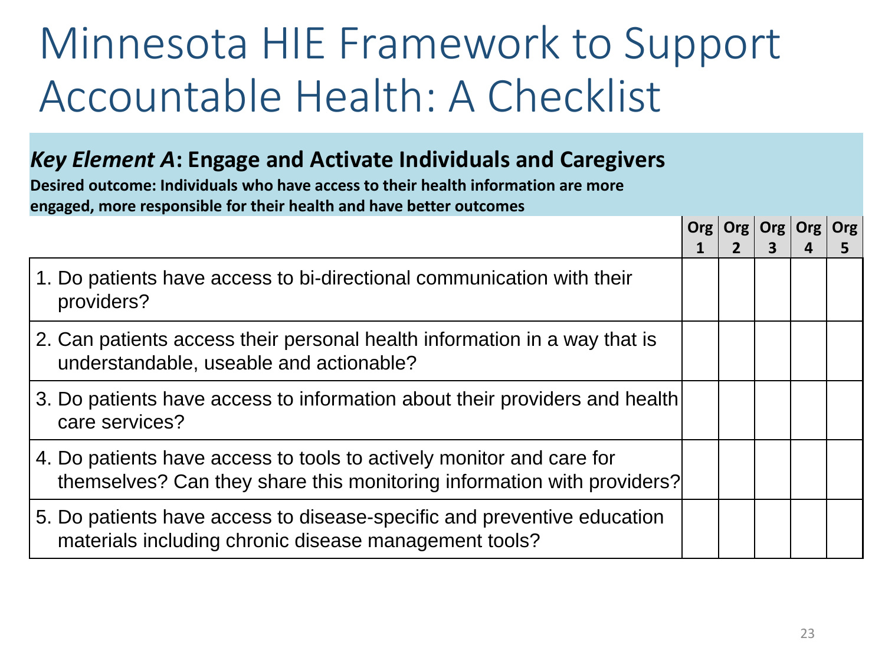# Minnesota HIE Framework to Support Accountable Health: A Checklist

## *Key Element A*: Engage and Activate Individuals and Caregivers

**Desired outcome: Individuals who have access to their health information are more engaged, more responsible for their health and have better outcomes**

| | Org 1 | Org 2 | Org 3 | Org 4 | Org 5 |
|---|---|---|---|---|---|
| 1. Do patients have access to bi-directional communication with their providers? | | | | | |
| 2. Can patients access their personal health information in a way that is understandable, useable and actionable? | | | | | |
| 3. Do patients have access to information about their providers and health care services? | | | | | |
| 4. Do patients have access to tools to actively monitor and care for themselves? Can they share this monitoring information with providers? | | | | | |
| 5. Do patients have access to disease-specific and preventive education materials including chronic disease management tools? | | | | | |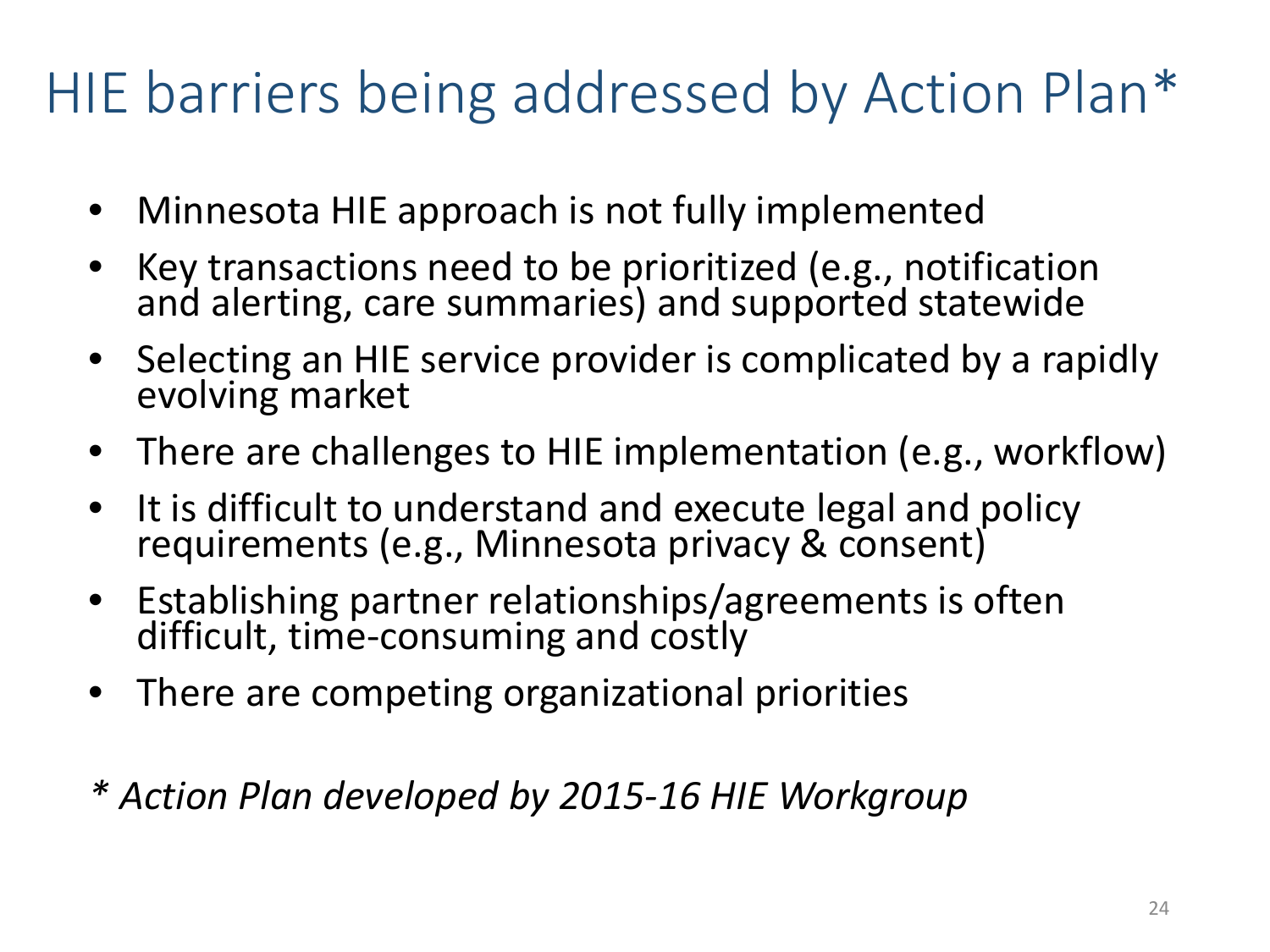# HIE barriers being addressed by Action Plan*

- Minnesota HIE approach is not fully implemented
- Key transactions need to be prioritized (e.g., notification and alerting, care summaries) and supported statewide
- Selecting an HIE service provider is complicated by a rapidly evolving market
- There are challenges to HIE implementation (e.g., workflow)
- It is difficult to understand and execute legal and policy requirements (e.g., Minnesota privacy & consent)
- Establishing partner relationships/agreements is often difficult, time-consuming and costly
- There are competing organizational priorities

*\* Action Plan developed by 2015-16 HIE Workgroup*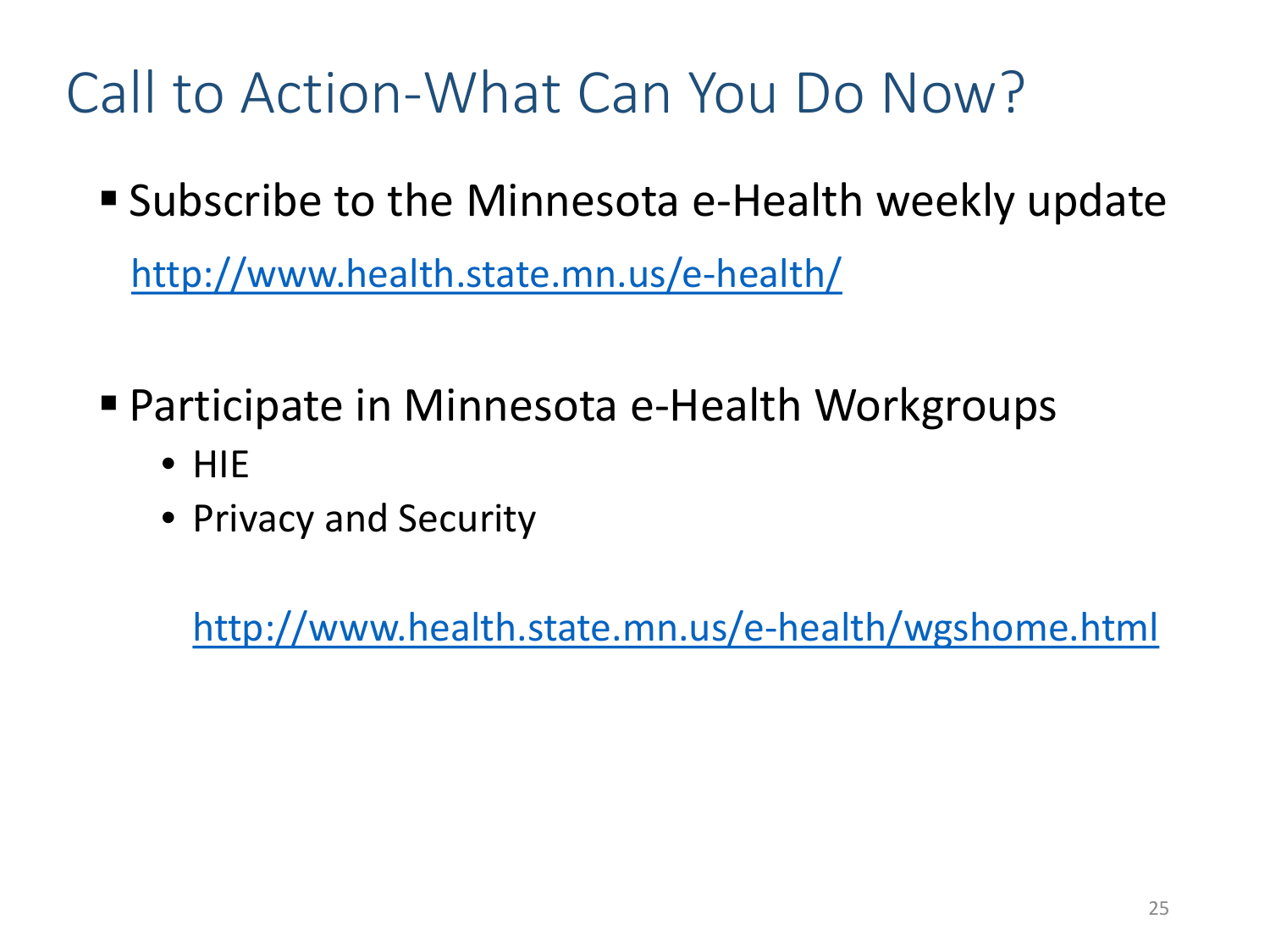# Call to Action-What Can You Do Now?

- Subscribe to the Minnesota e-Health weekly update

  http://www.health.state.mn.us/e-health/

- Participate in Minnesota e-Health Workgroups
  - HIE
  - Privacy and Security

  http://www.health.state.mn.us/e-health/wgshome.html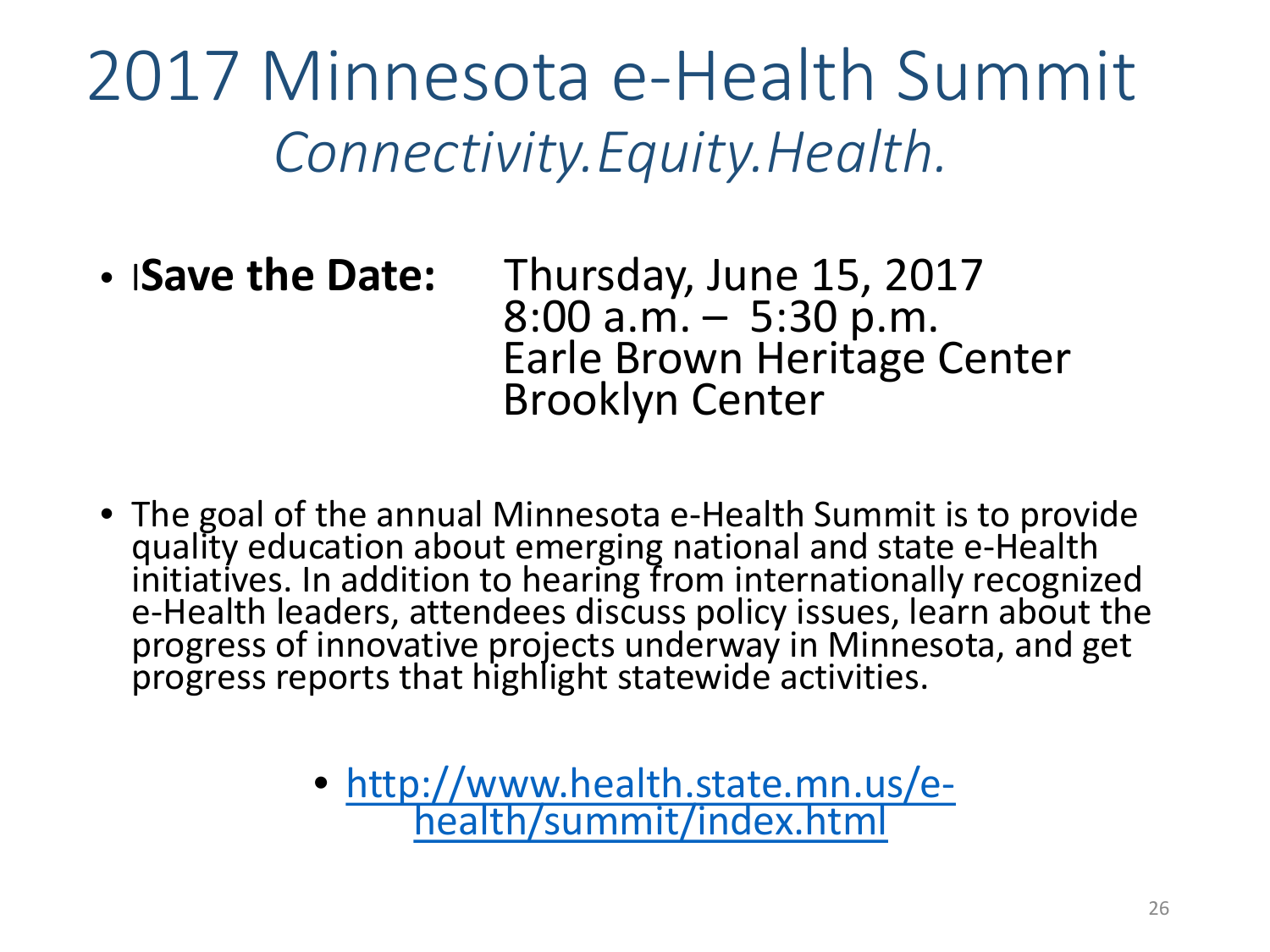# 2017 Minnesota e-Health Summit

## *Connectivity.Equity.Health.*

- **Save the Date:** Thursday, June 15, 2017
  8:00 a.m. – 5:30 p.m.
  Earle Brown Heritage Center
  Brooklyn Center

- The goal of the annual Minnesota e-Health Summit is to provide quality education about emerging national and state e-Health initiatives. In addition to hearing from internationally recognized e-Health leaders, attendees discuss policy issues, learn about the progress of innovative projects underway in Minnesota, and get progress reports that highlight statewide activities.

  - http://www.health.state.mn.us/e-health/summit/index.html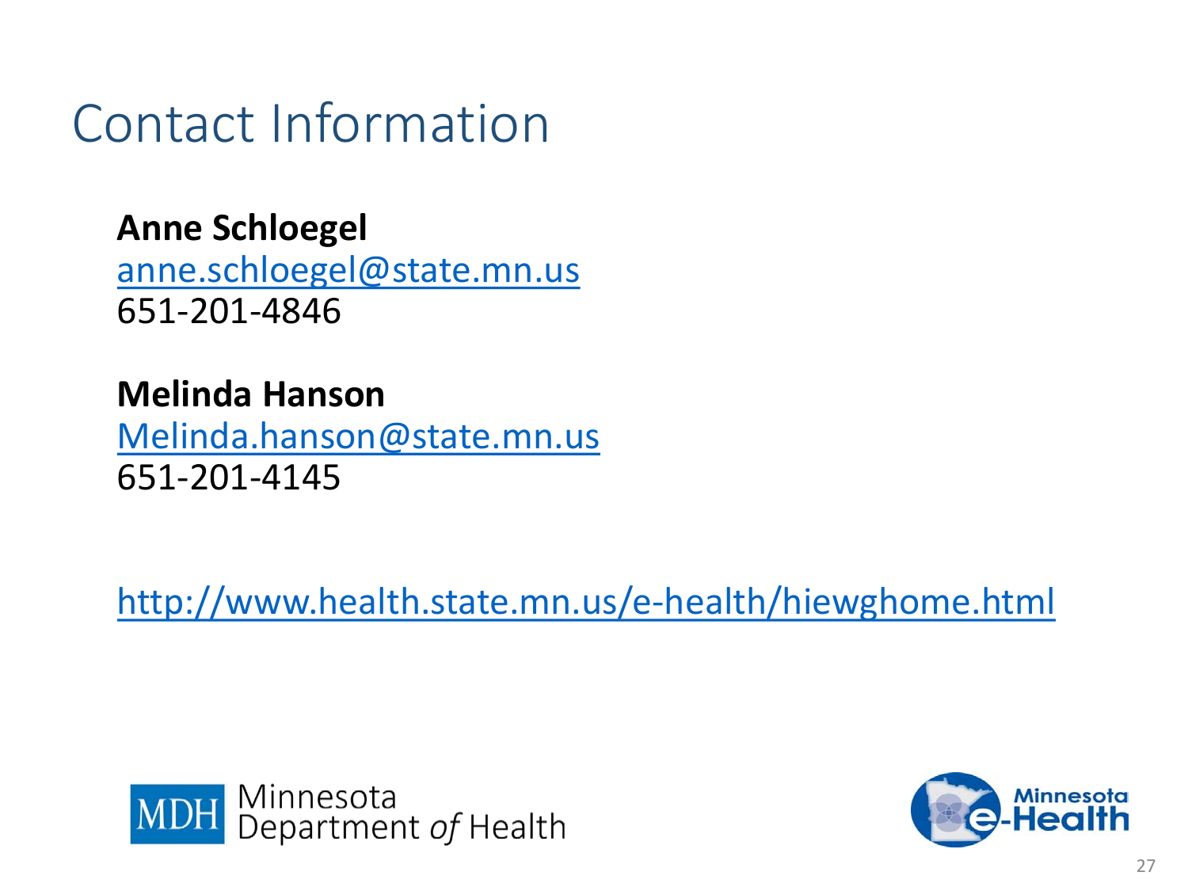# Contact Information

**Anne Schloegel**
anne.schloegel@state.mn.us
651-201-4846

**Melinda Hanson**
Melinda.hanson@state.mn.us
651-201-4145

http://www.health.state.mn.us/e-health/hiewghome.html

MDH Minnesota Department *of* Health

Minnesota e-Health